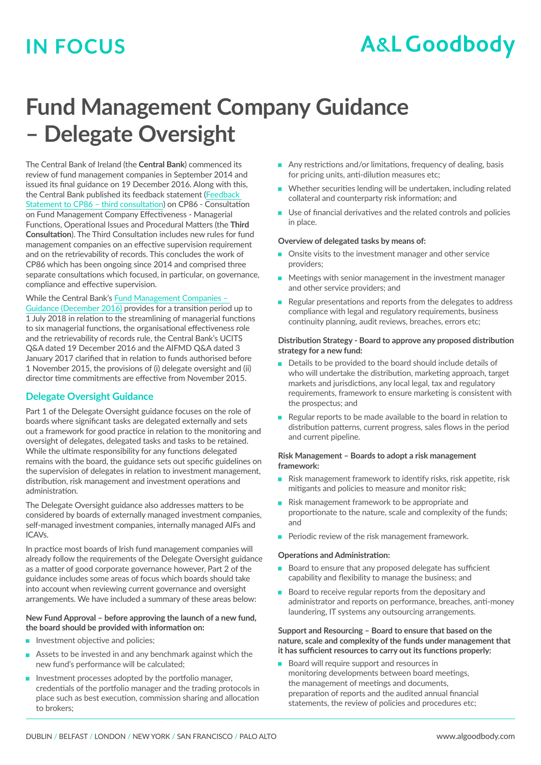# Fund Management Company Guidance – Delegate Oversight

The Central Bank of Ireland (the **Central Bank**) commenced its review of fund management companies in September 2014 and issued its final guidance on 19 December 2016. Along with this, the Central Bank published its feedback statement (Feedback Statement to CP86 – third consultation) on CP86 - Consultation on Fund Management Company Effectiveness - Managerial Functions, Operational Issues and Procedural Matters (the **Third Consultation**). The Third Consultation includes new rules for fund management companies on an effective supervision requirement and on the retrievability of records. This concludes the work of CP86 which has been ongoing since 2014 and comprised three separate consultations which focused, in particular, on governance, compliance and effective supervision.

While the Central Bank's Fund Management Companies – Guidance (December 2016) provides for a transition period up to 1 July 2018 in relation to the streamlining of managerial functions to six managerial functions, the organisational effectiveness role and the retrievability of records rule, the Central Bank's UCITS Q&A dated 19 December 2016 and the AIFMD Q&A dated 3 January 2017 clarified that in relation to funds authorised before 1 November 2015, the provisions of (i) delegate oversight and (ii) director time commitments are effective from November 2015.

## Delegate Oversight Guidance

Part 1 of the Delegate Oversight guidance focuses on the role of boards where significant tasks are delegated externally and sets out a framework for good practice in relation to the monitoring and oversight of delegates, delegated tasks and tasks to be retained. While the ultimate responsibility for any functions delegated remains with the board, the guidance sets out specific guidelines on the supervision of delegates in relation to investment management, distribution, risk management and investment operations and administration.

The Delegate Oversight guidance also addresses matters to be considered by boards of externally managed investment companies, self-managed investment companies, internally managed AIFs and ICAVs.

In practice most boards of Irish fund management companies will already follow the requirements of the Delegate Oversight guidance as a matter of good corporate governance however, Part 2 of the guidance includes some areas of focus which boards should take into account when reviewing current governance and oversight arrangements. We have included a summary of these areas below:

**New Fund Approval – before approving the launch of a new fund, the board should be provided with information on:**

- Investment objective and policies;
- Assets to be invested in and any benchmark against which the new fund's performance will be calculated;
- Investment processes adopted by the portfolio manager, credentials of the portfolio manager and the trading protocols in place such as best execution, commission sharing and allocation to brokers;
- Any restrictions and/or limitations, frequency of dealing, basis for pricing units, anti-dilution measures etc;
- Whether securities lending will be undertaken, including related collateral and counterparty risk information; and
- Use of financial derivatives and the related controls and policies in place.

**Overview of delegated tasks by means of:**

- Onsite visits to the investment manager and other service providers;
- Meetings with senior management in the investment manager and other service providers; and
- Regular presentations and reports from the delegates to address compliance with legal and regulatory requirements, business continuity planning, audit reviews, breaches, errors etc;

**Distribution Strategy - Board to approve any proposed distribution strategy for a new fund:**

- Details to be provided to the board should include details of who will undertake the distribution, marketing approach, target markets and jurisdictions, any local legal, tax and regulatory requirements, framework to ensure marketing is consistent with the prospectus; and
- Regular reports to be made available to the board in relation to distribution patterns, current progress, sales flows in the period and current pipeline.

**Risk Management – Boards to adopt a risk management framework:**

- Risk management framework to identify risks, risk appetite, risk mitigants and policies to measure and monitor risk;
- Risk management framework to be appropriate and proportionate to the nature, scale and complexity of the funds; and
- Periodic review of the risk management framework.

**Operations and Administration:**

- Board to ensure that any proposed delegate has sufficient capability and flexibility to manage the business; and
- Board to receive regular reports from the depositary and administrator and reports on performance, breaches, anti-money laundering, IT systems any outsourcing arrangements.

**Support and Resourcing – Board to ensure that based on the nature, scale and complexity of the funds under management that it has sufficient resources to carry out its functions properly:**

- Board will require support and resources in monitoring developments between board meetings, the management of meetings and documents, preparation of reports and the audited annual financial statements, the review of policies and procedures etc;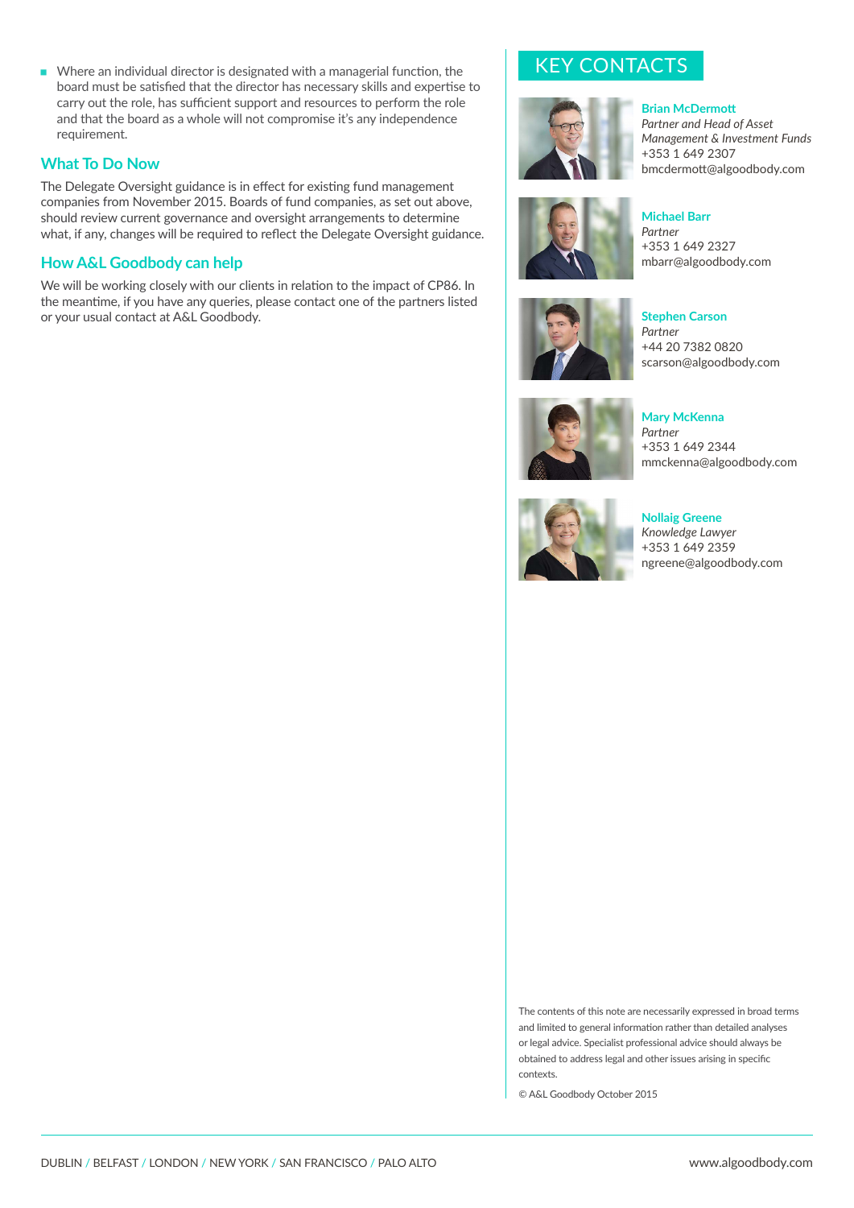- Where an individual director is designated with a managerial function, the board must be satisfied that the director has necessary skills and expertise to carry out the role, has sufficient support and resources to perform the role and that the board as a whole will not compromise it's any independence requirement.

## What To Do Now

The Delegate Oversight guidance is in effect for existing fund management companies from November 2015. Boards of fund companies, as set out above, should review current governance and oversight arrangements to determine what, if any, changes will be required to reflect the Delegate Oversight guidance.

## How A&L Goodbody can help

We will be working closely with our clients in relation to the impact of CP86. In the meantime, if you have any queries, please contact one of the partners listed or your usual contact at A&L Goodbody.

## KEY CONTACTS

**Brian McDermott**
*Partner and Head of Asset Management & Investment Funds*
+353 1 649 2307
bmcdermott@algoodbody.com

**Michael Barr**
*Partner*
+353 1 649 2327
mbarr@algoodbody.com

**Stephen Carson**
*Partner*
+44 20 7382 0820
scarson@algoodbody.com

**Mary McKenna**
*Partner*
+353 1 649 2344
mmckenna@algoodbody.com

**Nollaig Greene**
*Knowledge Lawyer*
+353 1 649 2359
ngreene@algoodbody.com

The contents of this note are necessarily expressed in broad terms and limited to general information rather than detailed analyses or legal advice. Specialist professional advice should always be obtained to address legal and other issues arising in specific contexts.

© A&L Goodbody October 2015

DUBLIN / BELFAST / LONDON / NEW YORK / SAN FRANCISCO / PALO ALTO

www.algoodbody.com